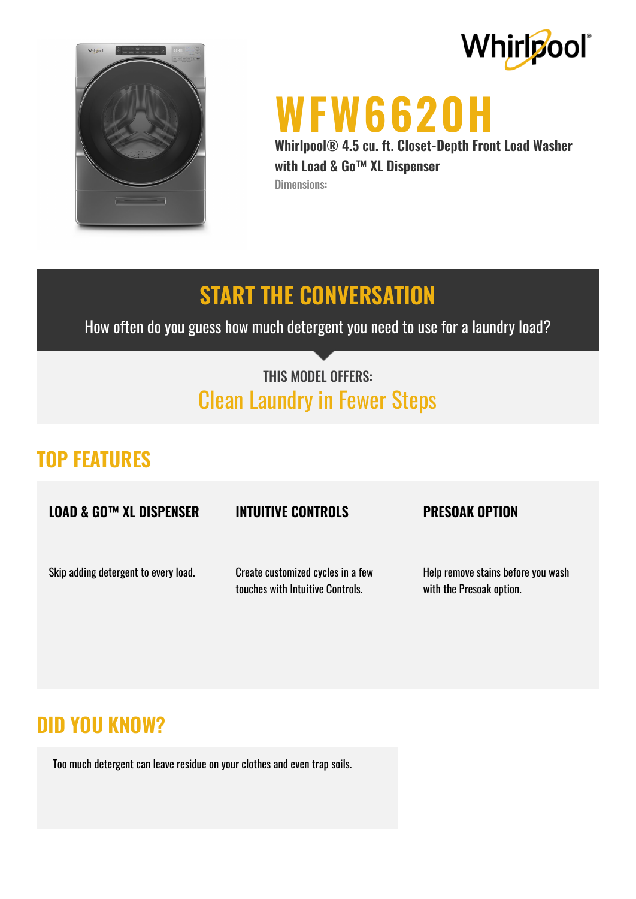Whirlpool

# WFW6620H

**Whirlpool® 4.5 cu. ft. Closet-Depth Front Load Washer with Load & Go™ XL Dispenser**

Dimensions:

## START THE CONVERSATION

How often do you guess how much detergent you need to use for a laundry load?

THIS MODEL OFFERS:

Clean Laundry in Fewer Steps

## TOP FEATURES

### LOAD & GO™ XL DISPENSER

Skip adding detergent to every load.

### INTUITIVE CONTROLS

Create customized cycles in a few touches with Intuitive Controls.

### PRESOAK OPTION

Help remove stains before you wash with the Presoak option.

## DID YOU KNOW?

Too much detergent can leave residue on your clothes and even trap soils.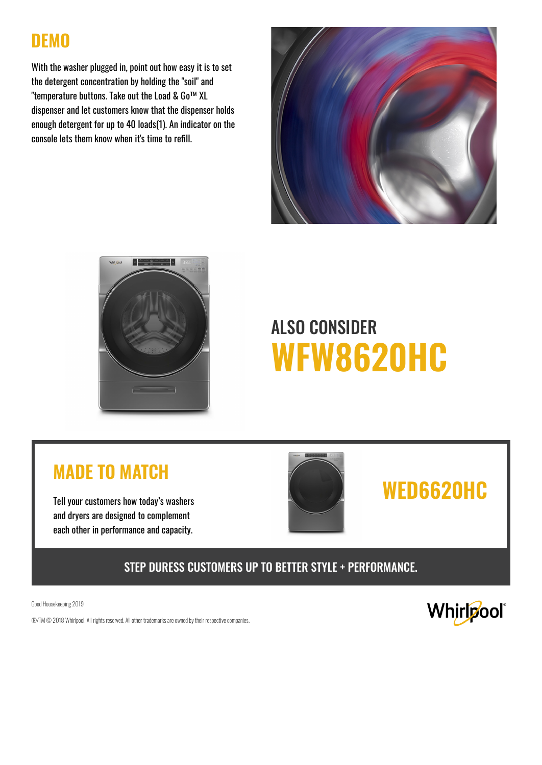## DEMO

With the washer plugged in, point out how easy it is to set the detergent concentration by holding the "soil" and "temperature buttons. Take out the Load & Go™ XL dispenser and let customers know that the dispenser holds enough detergent for up to 40 loads(1). An indicator on the console lets them know when it's time to refill.

ALSO CONSIDER

# WFW8620HC

## MADE TO MATCH

Tell your customers how today's washers and dryers are designed to complement each other in performance and capacity.

## WED6620HC

STEP DURESS CUSTOMERS UP TO BETTER STYLE + PERFORMANCE.

Good Housekeeping 2019

®/TM © 2018 Whirlpool. All rights reserved. All other trademarks are owned by their respective companies.

Whirlpool®